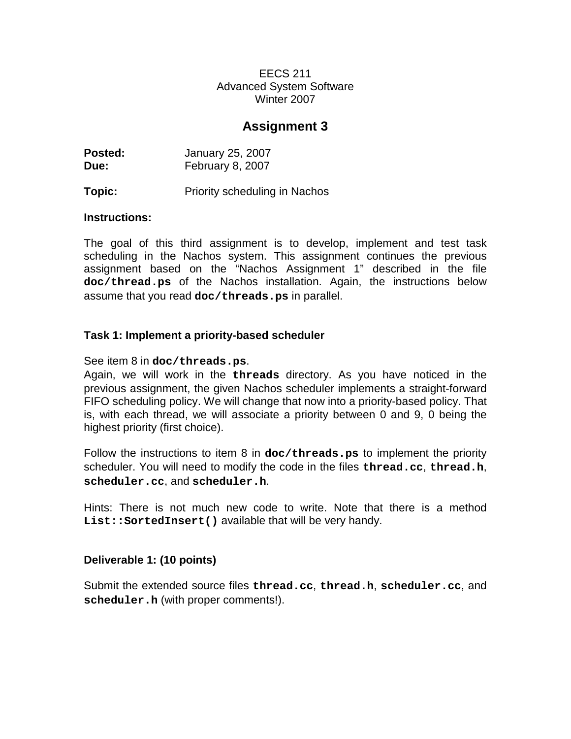EECS 211
Advanced System Software
Winter 2007

# Assignment 3

**Posted:** January 25, 2007
**Due:** February 8, 2007

**Topic:** Priority scheduling in Nachos

**Instructions:**

The goal of this third assignment is to develop, implement and test task scheduling in the Nachos system. This assignment continues the previous assignment based on the "Nachos Assignment 1" described in the file **`doc/thread.ps`** of the Nachos installation. Again, the instructions below assume that you read **`doc/threads.ps`** in parallel.

### Task 1: Implement a priority-based scheduler

See item 8 in **`doc/threads.ps`**.
Again, we will work in the **`threads`** directory. As you have noticed in the previous assignment, the given Nachos scheduler implements a straight-forward FIFO scheduling policy. We will change that now into a priority-based policy. That is, with each thread, we will associate a priority between 0 and 9, 0 being the highest priority (first choice).

Follow the instructions to item 8 in **`doc/threads.ps`** to implement the priority scheduler. You will need to modify the code in the files **`thread.cc`**, **`thread.h`**, **`scheduler.cc`**, and **`scheduler.h`**.

Hints: There is not much new code to write. Note that there is a method **`List::SortedInsert()`** available that will be very handy.

### Deliverable 1: (10 points)

Submit the extended source files **`thread.cc`**, **`thread.h`**, **`scheduler.cc`**, and **`scheduler.h`** (with proper comments!).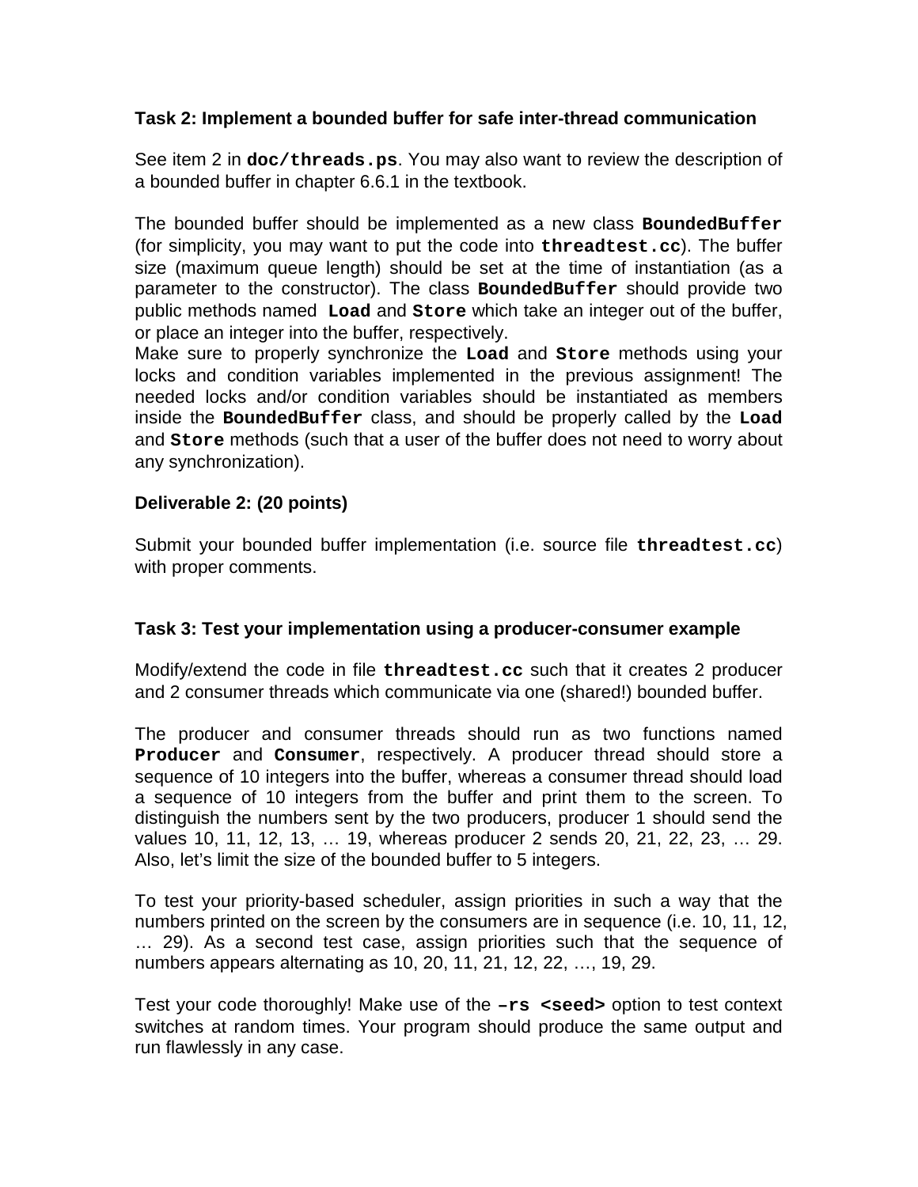### Task 2: Implement a bounded buffer for safe inter-thread communication

See item 2 in **`doc/threads.ps`**. You may also want to review the description of a bounded buffer in chapter 6.6.1 in the textbook.

The bounded buffer should be implemented as a new class **`BoundedBuffer`** (for simplicity, you may want to put the code into **`threadtest.cc`**). The buffer size (maximum queue length) should be set at the time of instantiation (as a parameter to the constructor). The class **`BoundedBuffer`** should provide two public methods named **`Load`** and **`Store`** which take an integer out of the buffer, or place an integer into the buffer, respectively.
Make sure to properly synchronize the **`Load`** and **`Store`** methods using your locks and condition variables implemented in the previous assignment! The needed locks and/or condition variables should be instantiated as members inside the **`BoundedBuffer`** class, and should be properly called by the **`Load`** and **`Store`** methods (such that a user of the buffer does not need to worry about any synchronization).

### Deliverable 2: (20 points)

Submit your bounded buffer implementation (i.e. source file **`threadtest.cc`**) with proper comments.

### Task 3: Test your implementation using a producer-consumer example

Modify/extend the code in file **`threadtest.cc`** such that it creates 2 producer and 2 consumer threads which communicate via one (shared!) bounded buffer.

The producer and consumer threads should run as two functions named **`Producer`** and **`Consumer`**, respectively. A producer thread should store a sequence of 10 integers into the buffer, whereas a consumer thread should load a sequence of 10 integers from the buffer and print them to the screen. To distinguish the numbers sent by the two producers, producer 1 should send the values 10, 11, 12, 13, … 19, whereas producer 2 sends 20, 21, 22, 23, … 29. Also, let's limit the size of the bounded buffer to 5 integers.

To test your priority-based scheduler, assign priorities in such a way that the numbers printed on the screen by the consumers are in sequence (i.e. 10, 11, 12, … 29). As a second test case, assign priorities such that the sequence of numbers appears alternating as 10, 20, 11, 21, 12, 22, …, 19, 29.

Test your code thoroughly! Make use of the **`–rs <seed>`** option to test context switches at random times. Your program should produce the same output and run flawlessly in any case.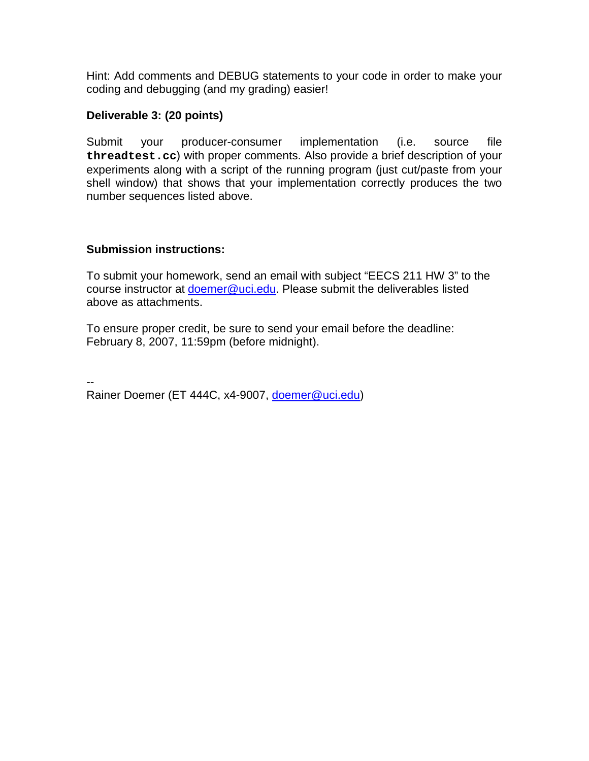Hint: Add comments and DEBUG statements to your code in order to make your coding and debugging (and my grading) easier!

**Deliverable 3: (20 points)**

Submit your producer-consumer implementation (i.e. source file **`threadtest.cc`**) with proper comments. Also provide a brief description of your experiments along with a script of the running program (just cut/paste from your shell window) that shows that your implementation correctly produces the two number sequences listed above.

**Submission instructions:**

To submit your homework, send an email with subject "EECS 211 HW 3" to the course instructor at doemer@uci.edu. Please submit the deliverables listed above as attachments.

To ensure proper credit, be sure to send your email before the deadline: February 8, 2007, 11:59pm (before midnight).

--
Rainer Doemer (ET 444C, x4-9007, doemer@uci.edu)